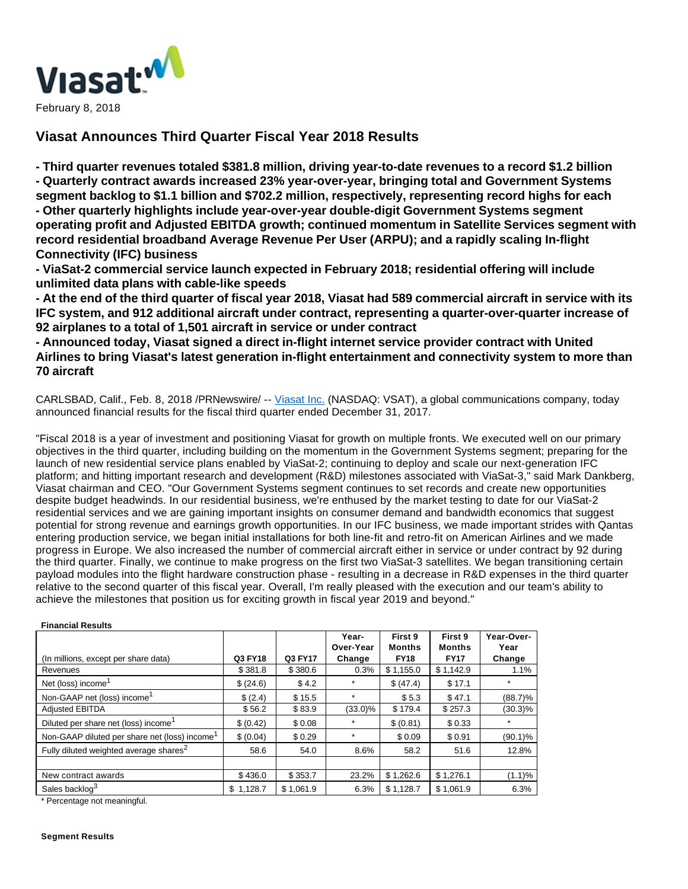Viasat

February 8, 2018

# Viasat Announces Third Quarter Fiscal Year 2018 Results

**- Third quarter revenues totaled $381.8 million, driving year-to-date revenues to a record $1.2 billion**
**- Quarterly contract awards increased 23% year-over-year, bringing total and Government Systems segment backlog to $1.1 billion and $702.2 million, respectively, representing record highs for each**
**- Other quarterly highlights include year-over-year double-digit Government Systems segment operating profit and Adjusted EBITDA growth; continued momentum in Satellite Services segment with record residential broadband Average Revenue Per User (ARPU); and a rapidly scaling In-flight Connectivity (IFC) business**
**- ViaSat-2 commercial service launch expected in February 2018; residential offering will include unlimited data plans with cable-like speeds**
**- At the end of the third quarter of fiscal year 2018, Viasat had 589 commercial aircraft in service with its IFC system, and 912 additional aircraft under contract, representing a quarter-over-quarter increase of 92 airplanes to a total of 1,501 aircraft in service or under contract**
**- Announced today, Viasat signed a direct in-flight internet service provider contract with United Airlines to bring Viasat's latest generation in-flight entertainment and connectivity system to more than 70 aircraft**

CARLSBAD, Calif., Feb. 8, 2018 /PRNewswire/ -- Viasat Inc. (NASDAQ: VSAT), a global communications company, today announced financial results for the fiscal third quarter ended December 31, 2017.

"Fiscal 2018 is a year of investment and positioning Viasat for growth on multiple fronts. We executed well on our primary objectives in the third quarter, including building on the momentum in the Government Systems segment; preparing for the launch of new residential service plans enabled by ViaSat-2; continuing to deploy and scale our next-generation IFC platform; and hitting important research and development (R&D) milestones associated with ViaSat-3," said Mark Dankberg, Viasat chairman and CEO. "Our Government Systems segment continues to set records and create new opportunities despite budget headwinds. In our residential business, we're enthused by the market testing to date for our ViaSat-2 residential services and we are gaining important insights on consumer demand and bandwidth economics that suggest potential for strong revenue and earnings growth opportunities. In our IFC business, we made important strides with Qantas entering production service, we began initial installations for both line-fit and retro-fit on American Airlines and we made progress in Europe. We also increased the number of commercial aircraft either in service or under contract by 92 during the third quarter. Finally, we continue to make progress on the first two ViaSat-3 satellites. We began transitioning certain payload modules into the flight hardware construction phase - resulting in a decrease in R&D expenses in the third quarter relative to the second quarter of this fiscal year. Overall, I'm really pleased with the execution and our team's ability to achieve the milestones that position us for exciting growth in fiscal year 2019 and beyond."

**Financial Results**

| (In millions, except per share data) | Q3 FY18 | Q3 FY17 | Year-Over-Year Change | First 9 Months FY18 | First 9 Months FY17 | Year-Over-Year Change |
|---|---|---|---|---|---|---|
| Revenues | $ 381.8 | $ 380.6 | 0.3% | $ 1,155.0 | $ 1,142.9 | 1.1% |
| Net (loss) income[1] | $ (24.6) | $ 4.2 | * | $ (47.4) | $ 17.1 | * |
| Non-GAAP net (loss) income[1] | $ (2.4) | $ 15.5 | * | $ 5.3 | $ 47.1 | (88.7)% |
| Adjusted EBITDA | $ 56.2 | $ 83.9 | (33.0)% | $ 179.4 | $ 257.3 | (30.3)% |
| Diluted per share net (loss) income[1] | $ (0.42) | $ 0.08 | * | $ (0.81) | $ 0.33 | * |
| Non-GAAP diluted per share net (loss) income[1] | $ (0.04) | $ 0.29 | * | $ 0.09 | $ 0.91 | (90.1)% |
| Fully diluted weighted average shares[2] | 58.6 | 54.0 | 8.6% | 58.2 | 51.6 | 12.8% |
| | | | | | | |
| New contract awards | $ 436.0 | $ 353.7 | 23.2% | $ 1,262.6 | $ 1,276.1 | (1.1)% |
| Sales backlog[3] | $ 1,128.7 | $ 1,061.9 | 6.3% | $ 1,128.7 | $ 1,061.9 | 6.3% |

* Percentage not meaningful.

**Segment Results**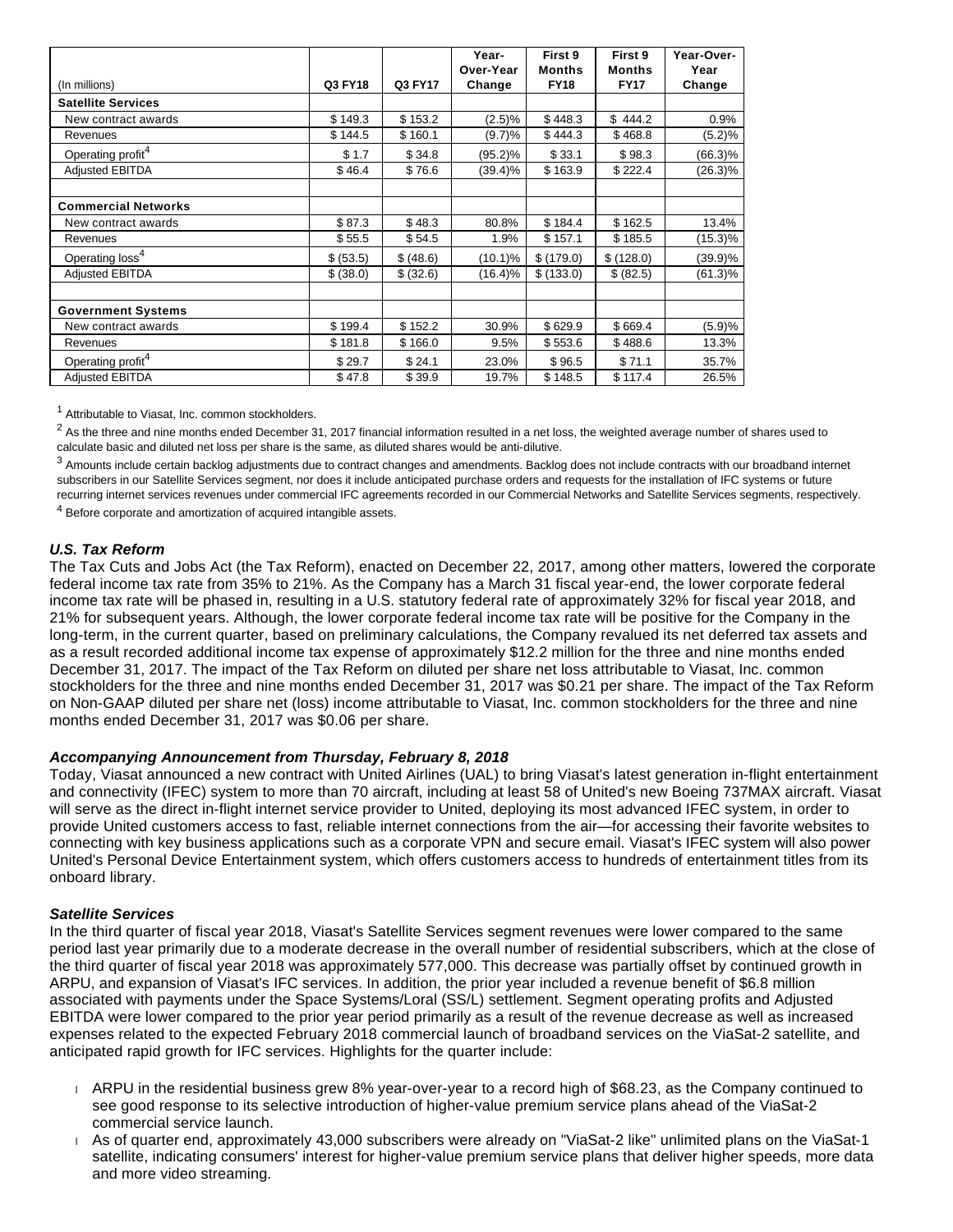| (In millions) | Q3 FY18 | Q3 FY17 | Year-Over-Year Change | First 9 Months FY18 | First 9 Months FY17 | Year-Over-Year Change |
|---|---|---|---|---|---|---|
| **Satellite Services** | | | | | | |
| New contract awards | $ 149.3 | $ 153.2 | (2.5)% | $ 448.3 | $ 444.2 | 0.9% |
| Revenues | $ 144.5 | $ 160.1 | (9.7)% | $ 444.3 | $ 468.8 | (5.2)% |
| Operating profit[4] | $ 1.7 | $ 34.8 | (95.2)% | $ 33.1 | $ 98.3 | (66.3)% |
| Adjusted EBITDA | $ 46.4 | $ 76.6 | (39.4)% | $ 163.9 | $ 222.4 | (26.3)% |
| | | | | | | |
| **Commercial Networks** | | | | | | |
| New contract awards | $ 87.3 | $ 48.3 | 80.8% | $ 184.4 | $ 162.5 | 13.4% |
| Revenues | $ 55.5 | $ 54.5 | 1.9% | $ 157.1 | $ 185.5 | (15.3)% |
| Operating loss[4] | $ (53.5) | $ (48.6) | (10.1)% | $ (179.0) | $ (128.0) | (39.9)% |
| Adjusted EBITDA | $ (38.0) | $ (32.6) | (16.4)% | $ (133.0) | $ (82.5) | (61.3)% |
| | | | | | | |
| **Government Systems** | | | | | | |
| New contract awards | $ 199.4 | $ 152.2 | 30.9% | $ 629.9 | $ 669.4 | (5.9)% |
| Revenues | $ 181.8 | $ 166.0 | 9.5% | $ 553.6 | $ 488.6 | 13.3% |
| Operating profit[4] | $ 29.7 | $ 24.1 | 23.0% | $ 96.5 | $ 71.1 | 35.7% |
| Adjusted EBITDA | $ 47.8 | $ 39.9 | 19.7% | $ 148.5 | $ 117.4 | 26.5% |

[1] Attributable to Viasat, Inc. common stockholders.

[2] As the three and nine months ended December 31, 2017 financial information resulted in a net loss, the weighted average number of shares used to calculate basic and diluted net loss per share is the same, as diluted shares would be anti-dilutive.

[3] Amounts include certain backlog adjustments due to contract changes and amendments. Backlog does not include contracts with our broadband internet subscribers in our Satellite Services segment, nor does it include anticipated purchase orders and requests for the installation of IFC systems or future recurring internet services revenues under commercial IFC agreements recorded in our Commercial Networks and Satellite Services segments, respectively.

[4] Before corporate and amortization of acquired intangible assets.

### *U.S. Tax Reform*

The Tax Cuts and Jobs Act (the Tax Reform), enacted on December 22, 2017, among other matters, lowered the corporate federal income tax rate from 35% to 21%. As the Company has a March 31 fiscal year-end, the lower corporate federal income tax rate will be phased in, resulting in a U.S. statutory federal rate of approximately 32% for fiscal year 2018, and 21% for subsequent years. Although, the lower corporate federal income tax rate will be positive for the Company in the long-term, in the current quarter, based on preliminary calculations, the Company revalued its net deferred tax assets and as a result recorded additional income tax expense of approximately $12.2 million for the three and nine months ended December 31, 2017. The impact of the Tax Reform on diluted per share net loss attributable to Viasat, Inc. common stockholders for the three and nine months ended December 31, 2017 was $0.21 per share. The impact of the Tax Reform on Non-GAAP diluted per share net (loss) income attributable to Viasat, Inc. common stockholders for the three and nine months ended December 31, 2017 was $0.06 per share.

### *Accompanying Announcement from Thursday, February 8, 2018*

Today, Viasat announced a new contract with United Airlines (UAL) to bring Viasat's latest generation in-flight entertainment and connectivity (IFEC) system to more than 70 aircraft, including at least 58 of United's new Boeing 737MAX aircraft. Viasat will serve as the direct in-flight internet service provider to United, deploying its most advanced IFEC system, in order to provide United customers access to fast, reliable internet connections from the air—for accessing their favorite websites to connecting with key business applications such as a corporate VPN and secure email. Viasat's IFEC system will also power United's Personal Device Entertainment system, which offers customers access to hundreds of entertainment titles from its onboard library.

### *Satellite Services*

In the third quarter of fiscal year 2018, Viasat's Satellite Services segment revenues were lower compared to the same period last year primarily due to a moderate decrease in the overall number of residential subscribers, which at the close of the third quarter of fiscal year 2018 was approximately 577,000. This decrease was partially offset by continued growth in ARPU, and expansion of Viasat's IFC services. In addition, the prior year included a revenue benefit of $6.8 million associated with payments under the Space Systems/Loral (SS/L) settlement. Segment operating profits and Adjusted EBITDA were lower compared to the prior year period primarily as a result of the revenue decrease as well as increased expenses related to the expected February 2018 commercial launch of broadband services on the ViaSat-2 satellite, and anticipated rapid growth for IFC services. Highlights for the quarter include:

- ARPU in the residential business grew 8% year-over-year to a record high of $68.23, as the Company continued to see good response to its selective introduction of higher-value premium service plans ahead of the ViaSat-2 commercial service launch.
- As of quarter end, approximately 43,000 subscribers were already on "ViaSat-2 like" unlimited plans on the ViaSat-1 satellite, indicating consumers' interest for higher-value premium service plans that deliver higher speeds, more data and more video streaming.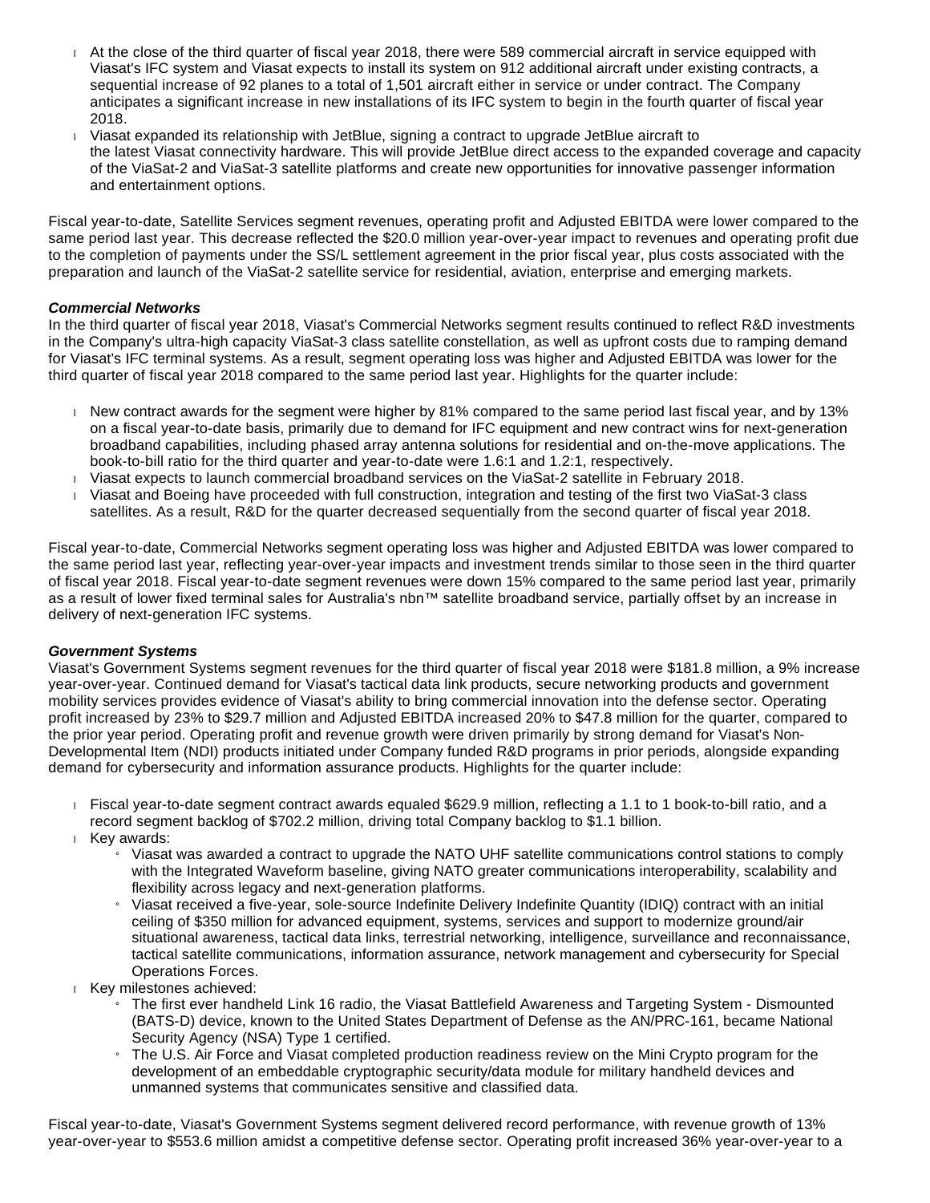- At the close of the third quarter of fiscal year 2018, there were 589 commercial aircraft in service equipped with Viasat's IFC system and Viasat expects to install its system on 912 additional aircraft under existing contracts, a sequential increase of 92 planes to a total of 1,501 aircraft either in service or under contract. The Company anticipates a significant increase in new installations of its IFC system to begin in the fourth quarter of fiscal year 2018.
- Viasat expanded its relationship with JetBlue, signing a contract to upgrade JetBlue aircraft to the latest Viasat connectivity hardware. This will provide JetBlue direct access to the expanded coverage and capacity of the ViaSat-2 and ViaSat-3 satellite platforms and create new opportunities for innovative passenger information and entertainment options.

Fiscal year-to-date, Satellite Services segment revenues, operating profit and Adjusted EBITDA were lower compared to the same period last year. This decrease reflected the $20.0 million year-over-year impact to revenues and operating profit due to the completion of payments under the SS/L settlement agreement in the prior fiscal year, plus costs associated with the preparation and launch of the ViaSat-2 satellite service for residential, aviation, enterprise and emerging markets.

***Commercial Networks***

In the third quarter of fiscal year 2018, Viasat's Commercial Networks segment results continued to reflect R&D investments in the Company's ultra-high capacity ViaSat-3 class satellite constellation, as well as upfront costs due to ramping demand for Viasat's IFC terminal systems. As a result, segment operating loss was higher and Adjusted EBITDA was lower for the third quarter of fiscal year 2018 compared to the same period last year. Highlights for the quarter include:

- New contract awards for the segment were higher by 81% compared to the same period last fiscal year, and by 13% on a fiscal year-to-date basis, primarily due to demand for IFC equipment and new contract wins for next-generation broadband capabilities, including phased array antenna solutions for residential and on-the-move applications. The book-to-bill ratio for the third quarter and year-to-date were 1.6:1 and 1.2:1, respectively.
- Viasat expects to launch commercial broadband services on the ViaSat-2 satellite in February 2018.
- Viasat and Boeing have proceeded with full construction, integration and testing of the first two ViaSat-3 class satellites. As a result, R&D for the quarter decreased sequentially from the second quarter of fiscal year 2018.

Fiscal year-to-date, Commercial Networks segment operating loss was higher and Adjusted EBITDA was lower compared to the same period last year, reflecting year-over-year impacts and investment trends similar to those seen in the third quarter of fiscal year 2018. Fiscal year-to-date segment revenues were down 15% compared to the same period last year, primarily as a result of lower fixed terminal sales for Australia's nbn™ satellite broadband service, partially offset by an increase in delivery of next-generation IFC systems.

***Government Systems***

Viasat's Government Systems segment revenues for the third quarter of fiscal year 2018 were $181.8 million, a 9% increase year-over-year. Continued demand for Viasat's tactical data link products, secure networking products and government mobility services provides evidence of Viasat's ability to bring commercial innovation into the defense sector. Operating profit increased by 23% to $29.7 million and Adjusted EBITDA increased 20% to $47.8 million for the quarter, compared to the prior year period. Operating profit and revenue growth were driven primarily by strong demand for Viasat's Non-Developmental Item (NDI) products initiated under Company funded R&D programs in prior periods, alongside expanding demand for cybersecurity and information assurance products. Highlights for the quarter include:

- Fiscal year-to-date segment contract awards equaled $629.9 million, reflecting a 1.1 to 1 book-to-bill ratio, and a record segment backlog of $702.2 million, driving total Company backlog to $1.1 billion.
- Key awards:
  - Viasat was awarded a contract to upgrade the NATO UHF satellite communications control stations to comply with the Integrated Waveform baseline, giving NATO greater communications interoperability, scalability and flexibility across legacy and next-generation platforms.
  - Viasat received a five-year, sole-source Indefinite Delivery Indefinite Quantity (IDIQ) contract with an initial ceiling of $350 million for advanced equipment, systems, services and support to modernize ground/air situational awareness, tactical data links, terrestrial networking, intelligence, surveillance and reconnaissance, tactical satellite communications, information assurance, network management and cybersecurity for Special Operations Forces.
- Key milestones achieved:
  - The first ever handheld Link 16 radio, the Viasat Battlefield Awareness and Targeting System - Dismounted (BATS-D) device, known to the United States Department of Defense as the AN/PRC-161, became National Security Agency (NSA) Type 1 certified.
  - The U.S. Air Force and Viasat completed production readiness review on the Mini Crypto program for the development of an embeddable cryptographic security/data module for military handheld devices and unmanned systems that communicates sensitive and classified data.

Fiscal year-to-date, Viasat's Government Systems segment delivered record performance, with revenue growth of 13% year-over-year to $553.6 million amidst a competitive defense sector. Operating profit increased 36% year-over-year to a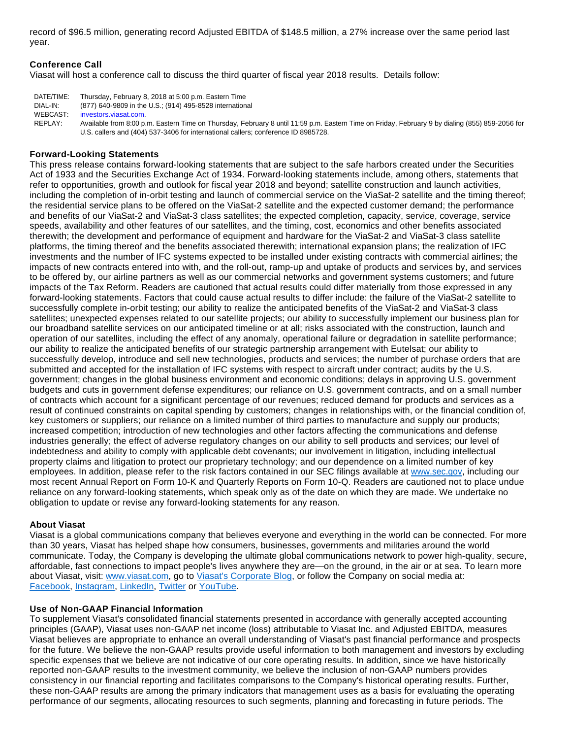record of $96.5 million, generating record Adjusted EBITDA of $148.5 million, a 27% increase over the same period last year.

## Conference Call

Viasat will host a conference call to discuss the third quarter of fiscal year 2018 results. Details follow:

| | |
|---|---|
| DATE/TIME: | Thursday, February 8, 2018 at 5:00 p.m. Eastern Time |
| DIAL-IN: | (877) 640-9809 in the U.S.; (914) 495-8528 international |
| WEBCAST: | investors.viasat.com. |
| REPLAY: | Available from 8:00 p.m. Eastern Time on Thursday, February 8 until 11:59 p.m. Eastern Time on Friday, February 9 by dialing (855) 859-2056 for U.S. callers and (404) 537-3406 for international callers; conference ID 8985728. |

## Forward-Looking Statements

This press release contains forward-looking statements that are subject to the safe harbors created under the Securities Act of 1933 and the Securities Exchange Act of 1934. Forward-looking statements include, among others, statements that refer to opportunities, growth and outlook for fiscal year 2018 and beyond; satellite construction and launch activities, including the completion of in-orbit testing and launch of commercial service on the ViaSat-2 satellite and the timing thereof; the residential service plans to be offered on the ViaSat-2 satellite and the expected customer demand; the performance and benefits of our ViaSat-2 and ViaSat-3 class satellites; the expected completion, capacity, service, coverage, service speeds, availability and other features of our satellites, and the timing, cost, economics and other benefits associated therewith; the development and performance of equipment and hardware for the ViaSat-2 and ViaSat-3 class satellite platforms, the timing thereof and the benefits associated therewith; international expansion plans; the realization of IFC investments and the number of IFC systems expected to be installed under existing contracts with commercial airlines; the impacts of new contracts entered into with, and the roll-out, ramp-up and uptake of products and services by, and services to be offered by, our airline partners as well as our commercial networks and government systems customers; and future impacts of the Tax Reform. Readers are cautioned that actual results could differ materially from those expressed in any forward-looking statements. Factors that could cause actual results to differ include: the failure of the ViaSat-2 satellite to successfully complete in-orbit testing; our ability to realize the anticipated benefits of the ViaSat-2 and ViaSat-3 class satellites; unexpected expenses related to our satellite projects; our ability to successfully implement our business plan for our broadband satellite services on our anticipated timeline or at all; risks associated with the construction, launch and operation of our satellites, including the effect of any anomaly, operational failure or degradation in satellite performance; our ability to realize the anticipated benefits of our strategic partnership arrangement with Eutelsat; our ability to successfully develop, introduce and sell new technologies, products and services; the number of purchase orders that are submitted and accepted for the installation of IFC systems with respect to aircraft under contract; audits by the U.S. government; changes in the global business environment and economic conditions; delays in approving U.S. government budgets and cuts in government defense expenditures; our reliance on U.S. government contracts, and on a small number of contracts which account for a significant percentage of our revenues; reduced demand for products and services as a result of continued constraints on capital spending by customers; changes in relationships with, or the financial condition of, key customers or suppliers; our reliance on a limited number of third parties to manufacture and supply our products; increased competition; introduction of new technologies and other factors affecting the communications and defense industries generally; the effect of adverse regulatory changes on our ability to sell products and services; our level of indebtedness and ability to comply with applicable debt covenants; our involvement in litigation, including intellectual property claims and litigation to protect our proprietary technology; and our dependence on a limited number of key employees. In addition, please refer to the risk factors contained in our SEC filings available at www.sec.gov, including our most recent Annual Report on Form 10-K and Quarterly Reports on Form 10-Q. Readers are cautioned not to place undue reliance on any forward-looking statements, which speak only as of the date on which they are made. We undertake no obligation to update or revise any forward-looking statements for any reason.

## About Viasat

Viasat is a global communications company that believes everyone and everything in the world can be connected. For more than 30 years, Viasat has helped shape how consumers, businesses, governments and militaries around the world communicate. Today, the Company is developing the ultimate global communications network to power high-quality, secure, affordable, fast connections to impact people's lives anywhere they are—on the ground, in the air or at sea. To learn more about Viasat, visit: www.viasat.com, go to Viasat's Corporate Blog, or follow the Company on social media at: Facebook, Instagram, LinkedIn, Twitter or YouTube.

## Use of Non-GAAP Financial Information

To supplement Viasat's consolidated financial statements presented in accordance with generally accepted accounting principles (GAAP), Viasat uses non-GAAP net income (loss) attributable to Viasat Inc. and Adjusted EBITDA, measures Viasat believes are appropriate to enhance an overall understanding of Viasat's past financial performance and prospects for the future. We believe the non-GAAP results provide useful information to both management and investors by excluding specific expenses that we believe are not indicative of our core operating results. In addition, since we have historically reported non-GAAP results to the investment community, we believe the inclusion of non-GAAP numbers provides consistency in our financial reporting and facilitates comparisons to the Company's historical operating results. Further, these non-GAAP results are among the primary indicators that management uses as a basis for evaluating the operating performance of our segments, allocating resources to such segments, planning and forecasting in future periods. The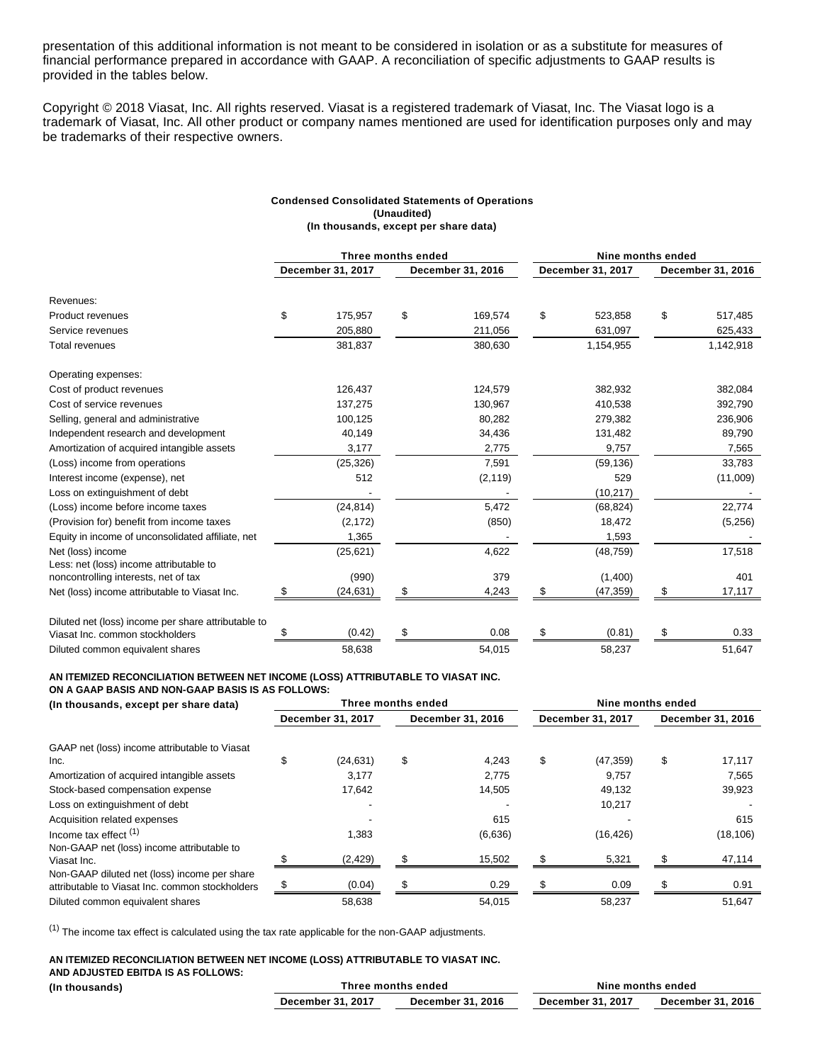presentation of this additional information is not meant to be considered in isolation or as a substitute for measures of financial performance prepared in accordance with GAAP. A reconciliation of specific adjustments to GAAP results is provided in the tables below.

Copyright © 2018 Viasat, Inc. All rights reserved. Viasat is a registered trademark of Viasat, Inc. The Viasat logo is a trademark of Viasat, Inc. All other product or company names mentioned are used for identification purposes only and may be trademarks of their respective owners.

**Condensed Consolidated Statements of Operations**
**(Unaudited)**
**(In thousands, except per share data)**

| | Three months ended | | Nine months ended | |
|---|---|---|---|---|
| | December 31, 2017 | December 31, 2016 | December 31, 2017 | December 31, 2016 |
| Revenues: | | | | |
| Product revenues | $ 175,957 | $ 169,574 | $ 523,858 | $ 517,485 |
| Service revenues | 205,880 | 211,056 | 631,097 | 625,433 |
| Total revenues | 381,837 | 380,630 | 1,154,955 | 1,142,918 |
| Operating expenses: | | | | |
| Cost of product revenues | 126,437 | 124,579 | 382,932 | 382,084 |
| Cost of service revenues | 137,275 | 130,967 | 410,538 | 392,790 |
| Selling, general and administrative | 100,125 | 80,282 | 279,382 | 236,906 |
| Independent research and development | 40,149 | 34,436 | 131,482 | 89,790 |
| Amortization of acquired intangible assets | 3,177 | 2,775 | 9,757 | 7,565 |
| (Loss) income from operations | (25,326) | 7,591 | (59,136) | 33,783 |
| Interest income (expense), net | 512 | (2,119) | 529 | (11,009) |
| Loss on extinguishment of debt | - | - | (10,217) | - |
| (Loss) income before income taxes | (24,814) | 5,472 | (68,824) | 22,774 |
| (Provision for) benefit from income taxes | (2,172) | (850) | 18,472 | (5,256) |
| Equity in income of unconsolidated affiliate, net | 1,365 | - | 1,593 | - |
| Net (loss) income | (25,621) | 4,622 | (48,759) | 17,518 |
| Less: net (loss) income attributable to noncontrolling interests, net of tax | (990) | 379 | (1,400) | 401 |
| Net (loss) income attributable to Viasat Inc. | $ (24,631) | $ 4,243 | $ (47,359) | $ 17,117 |
| Diluted net (loss) income per share attributable to Viasat Inc. common stockholders | $ (0.42) | $ 0.08 | $ (0.81) | $ 0.33 |
| Diluted common equivalent shares | 58,638 | 54,015 | 58,237 | 51,647 |

**AN ITEMIZED RECONCILIATION BETWEEN NET INCOME (LOSS) ATTRIBUTABLE TO VIASAT INC. ON A GAAP BASIS AND NON-GAAP BASIS IS AS FOLLOWS:**

| (In thousands, except per share data) | Three months ended | | Nine months ended | |
|---|---|---|---|---|
| | December 31, 2017 | December 31, 2016 | December 31, 2017 | December 31, 2016 |
| GAAP net (loss) income attributable to Viasat Inc. | $ (24,631) | $ 4,243 | $ (47,359) | $ 17,117 |
| Amortization of acquired intangible assets | 3,177 | 2,775 | 9,757 | 7,565 |
| Stock-based compensation expense | 17,642 | 14,505 | 49,132 | 39,923 |
| Loss on extinguishment of debt | - | - | 10,217 | - |
| Acquisition related expenses | - | 615 | - | 615 |
| Income tax effect [(1)] | 1,383 | (6,636) | (16,426) | (18,106) |
| Non-GAAP net (loss) income attributable to Viasat Inc. | $ (2,429) | $ 15,502 | $ 5,321 | $ 47,114 |
| Non-GAAP diluted net (loss) income per share attributable to Viasat Inc. common stockholders | $ (0.04) | $ 0.29 | $ 0.09 | $ 0.91 |
| Diluted common equivalent shares | 58,638 | 54,015 | 58,237 | 51,647 |

[(1)] The income tax effect is calculated using the tax rate applicable for the non-GAAP adjustments.

**AN ITEMIZED RECONCILIATION BETWEEN NET INCOME (LOSS) ATTRIBUTABLE TO VIASAT INC. AND ADJUSTED EBITDA IS AS FOLLOWS:**

| (In thousands) | Three months ended | | Nine months ended | |
|---|---|---|---|---|
| | December 31, 2017 | December 31, 2016 | December 31, 2017 | December 31, 2016 |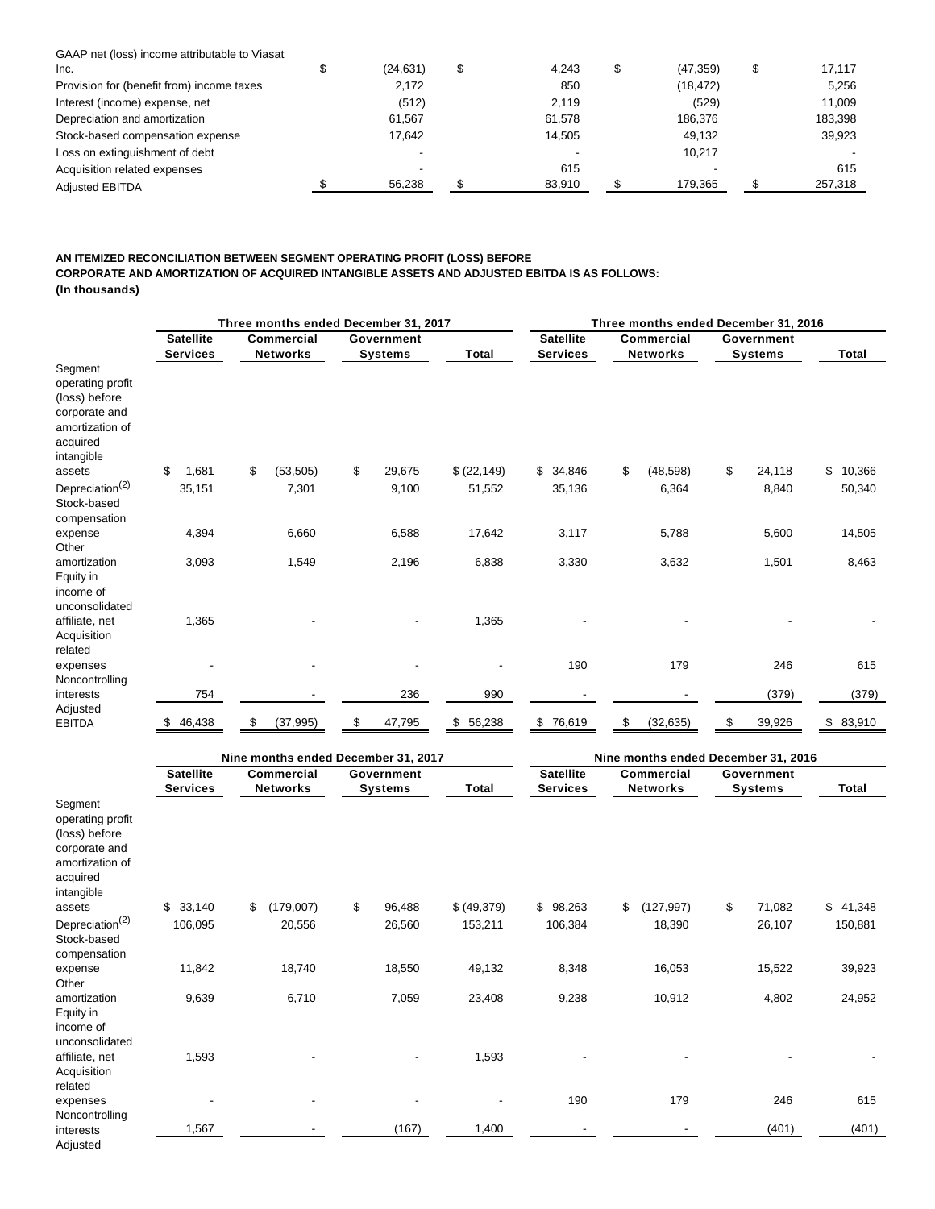| | | | | |
|---|---|---|---|---|
| GAAP net (loss) income attributable to Viasat Inc. | $ (24,631) | $ 4,243 | $ (47,359) | $ 17,117 |
| Provision for (benefit from) income taxes | 2,172 | 850 | (18,472) | 5,256 |
| Interest (income) expense, net | (512) | 2,119 | (529) | 11,009 |
| Depreciation and amortization | 61,567 | 61,578 | 186,376 | 183,398 |
| Stock-based compensation expense | 17,642 | 14,505 | 49,132 | 39,923 |
| Loss on extinguishment of debt | - | - | 10,217 | - |
| Acquisition related expenses | - | 615 | - | 615 |
| Adjusted EBITDA | $ 56,238 | $ 83,910 | $ 179,365 | $ 257,318 |

**AN ITEMIZED RECONCILIATION BETWEEN SEGMENT OPERATING PROFIT (LOSS) BEFORE CORPORATE AND AMORTIZATION OF ACQUIRED INTANGIBLE ASSETS AND ADJUSTED EBITDA IS AS FOLLOWS:**
**(In thousands)**

| | Three months ended December 31, 2017 | | | | Three months ended December 31, 2016 | | | |
|---|---|---|---|---|---|---|---|---|
| | Satellite Services | Commercial Networks | Government Systems | Total | Satellite Services | Commercial Networks | Government Systems | Total |
| Segment operating profit (loss) before corporate and amortization of acquired intangible assets | $ 1,681 | $ (53,505) | $ 29,675 | $ (22,149) | $ 34,846 | $ (48,598) | $ 24,118 | $ 10,366 |
| Depreciation[(2)] | 35,151 | 7,301 | 9,100 | 51,552 | 35,136 | 6,364 | 8,840 | 50,340 |
| Stock-based compensation expense | 4,394 | 6,660 | 6,588 | 17,642 | 3,117 | 5,788 | 5,600 | 14,505 |
| Other amortization | 3,093 | 1,549 | 2,196 | 6,838 | 3,330 | 3,632 | 1,501 | 8,463 |
| Equity in income of unconsolidated affiliate, net | 1,365 | - | - | 1,365 | - | - | - | - |
| Acquisition related expenses | - | - | - | - | 190 | 179 | 246 | 615 |
| Noncontrolling interests | 754 | - | 236 | 990 | - | - | (379) | (379) |
| Adjusted EBITDA | $ 46,438 | $ (37,995) | $ 47,795 | $ 56,238 | $ 76,619 | $ (32,635) | $ 39,926 | $ 83,910 |

| | Nine months ended December 31, 2017 | | | | Nine months ended December 31, 2016 | | | |
|---|---|---|---|---|---|---|---|---|
| | Satellite Services | Commercial Networks | Government Systems | Total | Satellite Services | Commercial Networks | Government Systems | Total |
| Segment operating profit (loss) before corporate and amortization of acquired intangible assets | $ 33,140 | $ (179,007) | $ 96,488 | $ (49,379) | $ 98,263 | $ (127,997) | $ 71,082 | $ 41,348 |
| Depreciation[(2)] | 106,095 | 20,556 | 26,560 | 153,211 | 106,384 | 18,390 | 26,107 | 150,881 |
| Stock-based compensation expense | 11,842 | 18,740 | 18,550 | 49,132 | 8,348 | 16,053 | 15,522 | 39,923 |
| Other amortization | 9,639 | 6,710 | 7,059 | 23,408 | 9,238 | 10,912 | 4,802 | 24,952 |
| Equity in income of unconsolidated affiliate, net | 1,593 | - | - | 1,593 | - | - | - | - |
| Acquisition related expenses | - | - | - | - | 190 | 179 | 246 | 615 |
| Noncontrolling interests | 1,567 | - | (167) | 1,400 | - | - | (401) | (401) |
| Adjusted | | | | | | | | |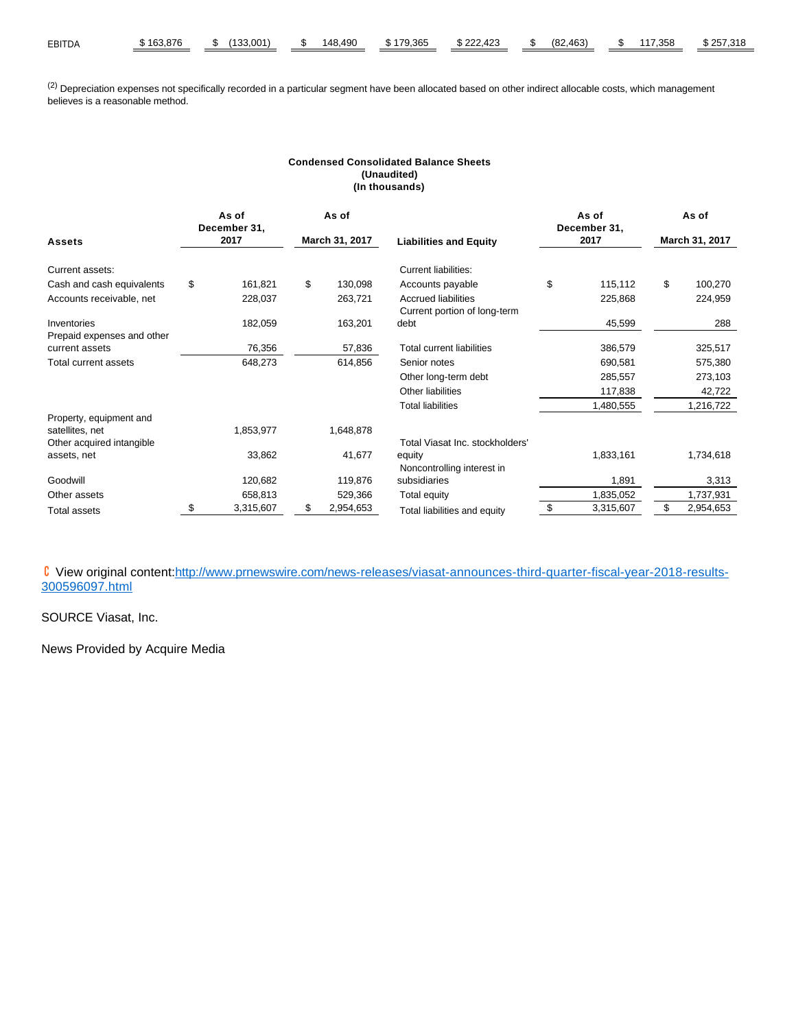| | | | | | | | | |
|---|---|---|---|---|---|---|---|---|
| EBITDA | $ 163,876 | $ (133,001) | $ 148,490 | $ 179,365 | $ 222,423 | $ (82,463) | $ 117,358 | $ 257,318 |

(2) Depreciation expenses not specifically recorded in a particular segment have been allocated based on other indirect allocable costs, which management believes is a reasonable method.

**Condensed Consolidated Balance Sheets**
**(Unaudited)**
**(In thousands)**

| Assets | As of December 31, 2017 | As of March 31, 2017 | Liabilities and Equity | As of December 31, 2017 | As of March 31, 2017 |
|---|---|---|---|---|---|
| Current assets: | | | Current liabilities: | | |
| Cash and cash equivalents | $ 161,821 | $ 130,098 | Accounts payable | $ 115,112 | $ 100,270 |
| Accounts receivable, net | 228,037 | 263,721 | Accrued liabilities | 225,868 | 224,959 |
| Inventories | 182,059 | 163,201 | Current portion of long-term debt | 45,599 | 288 |
| Prepaid expenses and other current assets | 76,356 | 57,836 | Total current liabilities | 386,579 | 325,517 |
| Total current assets | 648,273 | 614,856 | Senior notes | 690,581 | 575,380 |
| | | | Other long-term debt | 285,557 | 273,103 |
| | | | Other liabilities | 117,838 | 42,722 |
| | | | Total liabilities | 1,480,555 | 1,216,722 |
| Property, equipment and satellites, net | 1,853,977 | 1,648,878 | | | |
| Other acquired intangible assets, net | 33,862 | 41,677 | Total Viasat Inc. stockholders' equity | 1,833,161 | 1,734,618 |
| Goodwill | 120,682 | 119,876 | Noncontrolling interest in subsidiaries | 1,891 | 3,313 |
| Other assets | 658,813 | 529,366 | Total equity | 1,835,052 | 1,737,931 |
| Total assets | $ 3,315,607 | $ 2,954,653 | Total liabilities and equity | $ 3,315,607 | $ 2,954,653 |

View original content:http://www.prnewswire.com/news-releases/viasat-announces-third-quarter-fiscal-year-2018-results-300596097.html

SOURCE Viasat, Inc.

News Provided by Acquire Media